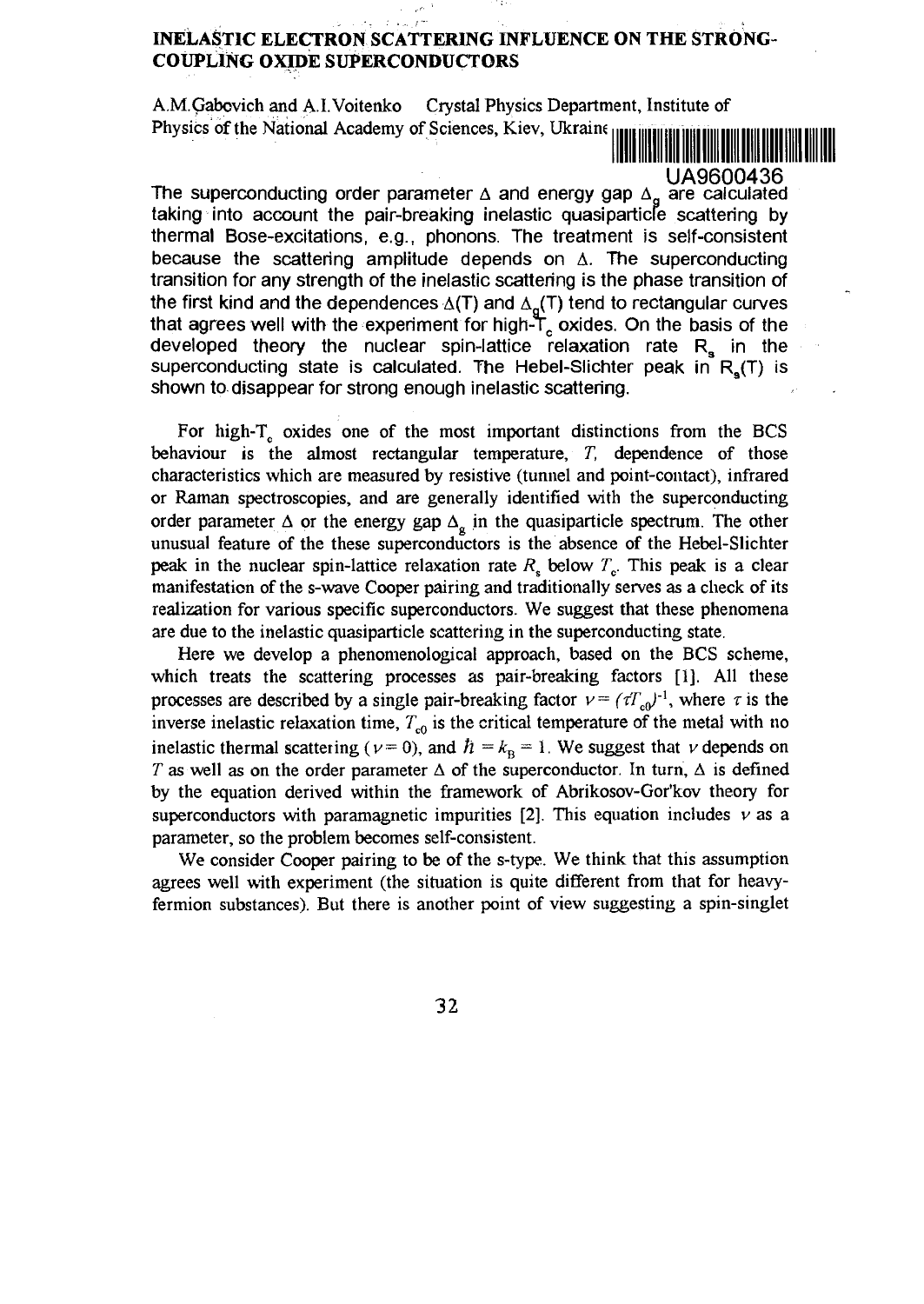# INELASTIC ELECTRON SCATTERING INFLUENCE ON THE STRONG-COUPLING OXIDE SUPERCONDUCTORS

A.M.Gabovich and A.I.Voitenko Crystal Physics Department, Institute of Physics of the National Academy of Sciences, Kiev, Ukraine

UA9600436

The superconducting order parameter $\Delta$ and energy gap $\Delta_g$ are calculated taking into account the pair-breaking inelastic quasiparticle scattering by thermal Bose-excitations, e.g., phonons. The treatment is self-consistent because the scattering amplitude depends on $\Delta$. The superconducting transition for any strength of the inelastic scattering is the phase transition of the first kind and the dependences $\Delta(T)$ and $\Delta_g(T)$ tend to rectangular curves that agrees well with the experiment for high-$T_c$ oxides. On the basis of the developed theory the nuclear spin-lattice relaxation rate $R_s$ in the superconducting state is calculated. The Hebel-Slichter peak in $R_s(T)$ is shown to disappear for strong enough inelastic scattering.

For high-$T_c$ oxides one of the most important distinctions from the BCS behaviour is the almost rectangular temperature, $T$, dependence of those characteristics which are measured by resistive (tunnel and point-contact), infrared or Raman spectroscopies, and are generally identified with the superconducting order parameter $\Delta$ or the energy gap $\Delta_g$ in the quasiparticle spectrum. The other unusual feature of the these superconductors is the absence of the Hebel-Slichter peak in the nuclear spin-lattice relaxation rate $R_s$ below $T_c$. This peak is a clear manifestation of the s-wave Cooper pairing and traditionally serves as a check of its realization for various specific superconductors. We suggest that these phenomena are due to the inelastic quasiparticle scattering in the superconducting state.

Here we develop a phenomenological approach, based on the BCS scheme, which treats the scattering processes as pair-breaking factors [1]. All these processes are described by a single pair-breaking factor $\nu = (\tau T_{c0})^{-1}$, where $\tau$ is the inverse inelastic relaxation time, $T_{c0}$ is the critical temperature of the metal with no inelastic thermal scattering ($\nu = 0$), and $\hbar = k_B = 1$. We suggest that $\nu$ depends on $T$ as well as on the order parameter $\Delta$ of the superconductor. In turn, $\Delta$ is defined by the equation derived within the framework of Abrikosov-Gor'kov theory for superconductors with paramagnetic impurities [2]. This equation includes $\nu$ as a parameter, so the problem becomes self-consistent.

We consider Cooper pairing to be of the s-type. We think that this assumption agrees well with experiment (the situation is quite different from that for heavy-fermion substances). But there is another point of view suggesting a spin-singlet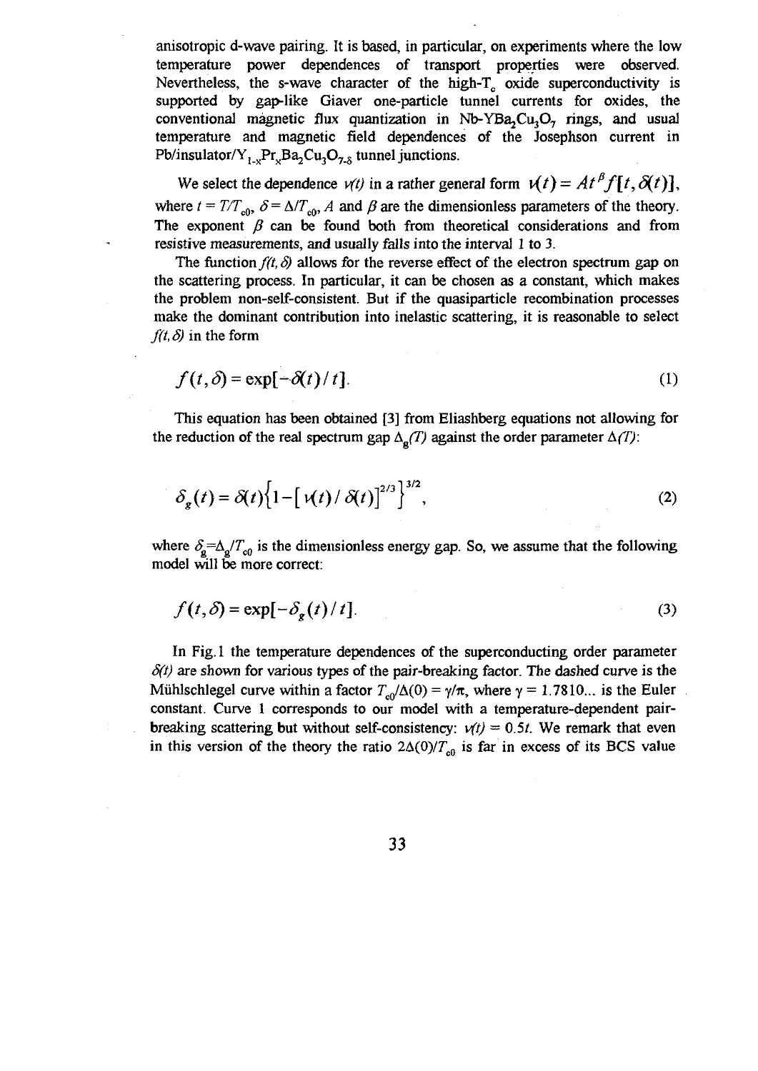anisotropic d-wave pairing. It is based, in particular, on experiments where the low temperature power dependences of transport properties were observed. Nevertheless, the s-wave character of the high-$T_c$ oxide superconductivity is supported by gap-like Giaver one-particle tunnel currents for oxides, the conventional magnetic flux quantization in Nb-$YBa_2Cu_3O_7$ rings, and usual temperature and magnetic field dependences of the Josephson current in Pb/insulator/$Y_{1-x}Pr_xBa_2Cu_3O_{7-\delta}$ tunnel junctions.

We select the dependence $\nu(t)$ in a rather general form $\nu(t) = At^{\beta}f[t, \delta(t)]$, where $t = T/T_{c0}$, $\delta = \Delta/T_{c0}$, $A$ and $\beta$ are the dimensionless parameters of the theory. The exponent $\beta$ can be found both from theoretical considerations and from resistive measurements, and usually falls into the interval 1 to 3.

The function $f(t, \delta)$ allows for the reverse effect of the electron spectrum gap on the scattering process. In particular, it can be chosen as a constant, which makes the problem non-self-consistent. But if the quasiparticle recombination processes make the dominant contribution into inelastic scattering, it is reasonable to select $f(t, \delta)$ in the form

$$f(t, \delta) = \exp[-\delta(t)/t]. \tag{1}$$

This equation has been obtained [3] from Eliashberg equations not allowing for the reduction of the real spectrum gap $\Delta_g(T)$ against the order parameter $\Delta(T)$:

$$\delta_g(t) = \delta(t)\left\{1 - [\nu(t)/\delta(t)]^{2/3}\right\}^{3/2}, \tag{2}$$

where $\delta_g = \Delta_g/T_{c0}$ is the dimensionless energy gap. So, we assume that the following model will be more correct:

$$f(t, \delta) = \exp[-\delta_g(t)/t]. \tag{3}$$

In Fig.1 the temperature dependences of the superconducting order parameter $\delta(t)$ are shown for various types of the pair-breaking factor. The dashed curve is the Mühlschlegel curve within a factor $T_{c0}/\Delta(0) = \gamma/\pi$, where $\gamma = 1.7810...$ is the Euler constant. Curve 1 corresponds to our model with a temperature-dependent pair-breaking scattering but without self-consistency: $\nu(t) = 0.5t$. We remark that even in this version of the theory the ratio $2\Delta(0)/T_{c0}$ is far in excess of its BCS value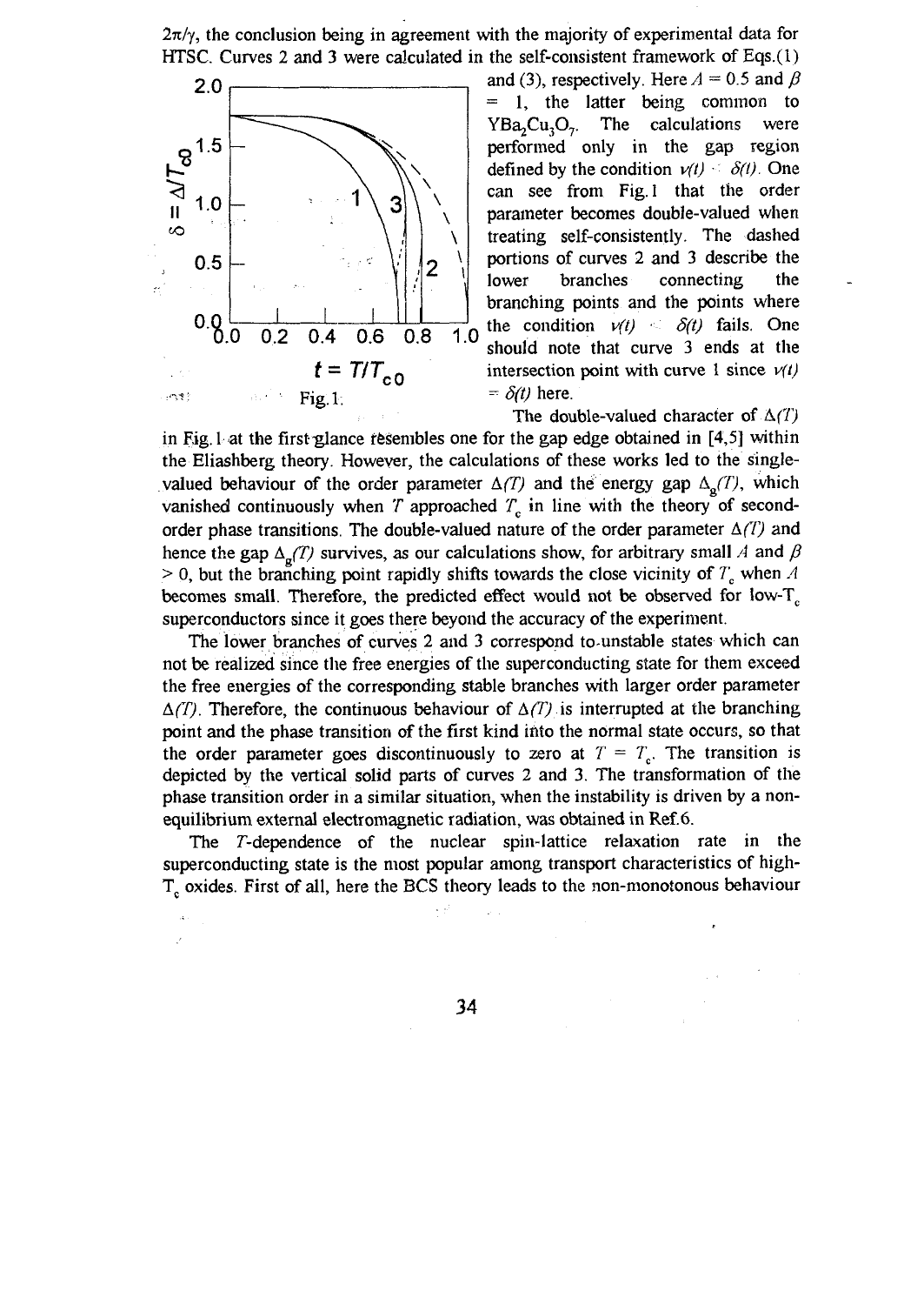$2\pi/\gamma$, the conclusion being in agreement with the majority of experimental data for HTSC. Curves 2 and 3 were calculated in the self-consistent framework of Eqs.(1) and (3), respectively. Here $A = 0.5$ and $\beta = 1$, the latter being common to $YBa_2Cu_3O_7$. The calculations were performed only in the gap region defined by the condition $\nu(t) < \delta(t)$. One can see from Fig.1 that the order parameter becomes double-valued when treating self-consistently. The dashed portions of curves 2 and 3 describe the lower branches connecting the branching points and the points where the condition $\nu(t) < \delta(t)$ fails. One should note that curve 3 ends at the intersection point with curve 1 since $\nu(t) = \delta(t)$ here.

Fig.1.

The double-valued character of $\Delta(T)$ in Fig.1 at the first glance resembles one for the gap edge obtained in [4,5] within the Eliashberg theory. However, the calculations of these works led to the single-valued behaviour of the order parameter $\Delta(T)$ and the energy gap $\Delta_g(T)$, which vanished continuously when $T$ approached $T_c$ in line with the theory of second-order phase transitions. The double-valued nature of the order parameter $\Delta(T)$ and hence the gap $\Delta_g(T)$ survives, as our calculations show, for arbitrary small $A$ and $\beta > 0$, but the branching point rapidly shifts towards the close vicinity of $T_c$ when $A$ becomes small. Therefore, the predicted effect would not be observed for low-$T_c$ superconductors since it goes there beyond the accuracy of the experiment.

The lower branches of curves 2 and 3 correspond to unstable states which can not be realized since the free energies of the superconducting state for them exceed the free energies of the corresponding stable branches with larger order parameter $\Delta(T)$. Therefore, the continuous behaviour of $\Delta(T)$ is interrupted at the branching point and the phase transition of the first kind into the normal state occurs, so that the order parameter goes discontinuously to zero at $T = T_c$. The transition is depicted by the vertical solid parts of curves 2 and 3. The transformation of the phase transition order in a similar situation, when the instability is driven by a non-equilibrium external electromagnetic radiation, was obtained in Ref.6.

The $T$-dependence of the nuclear spin-lattice relaxation rate in the superconducting state is the most popular among transport characteristics of high-$T_c$ oxides. First of all, here the BCS theory leads to the non-monotonous behaviour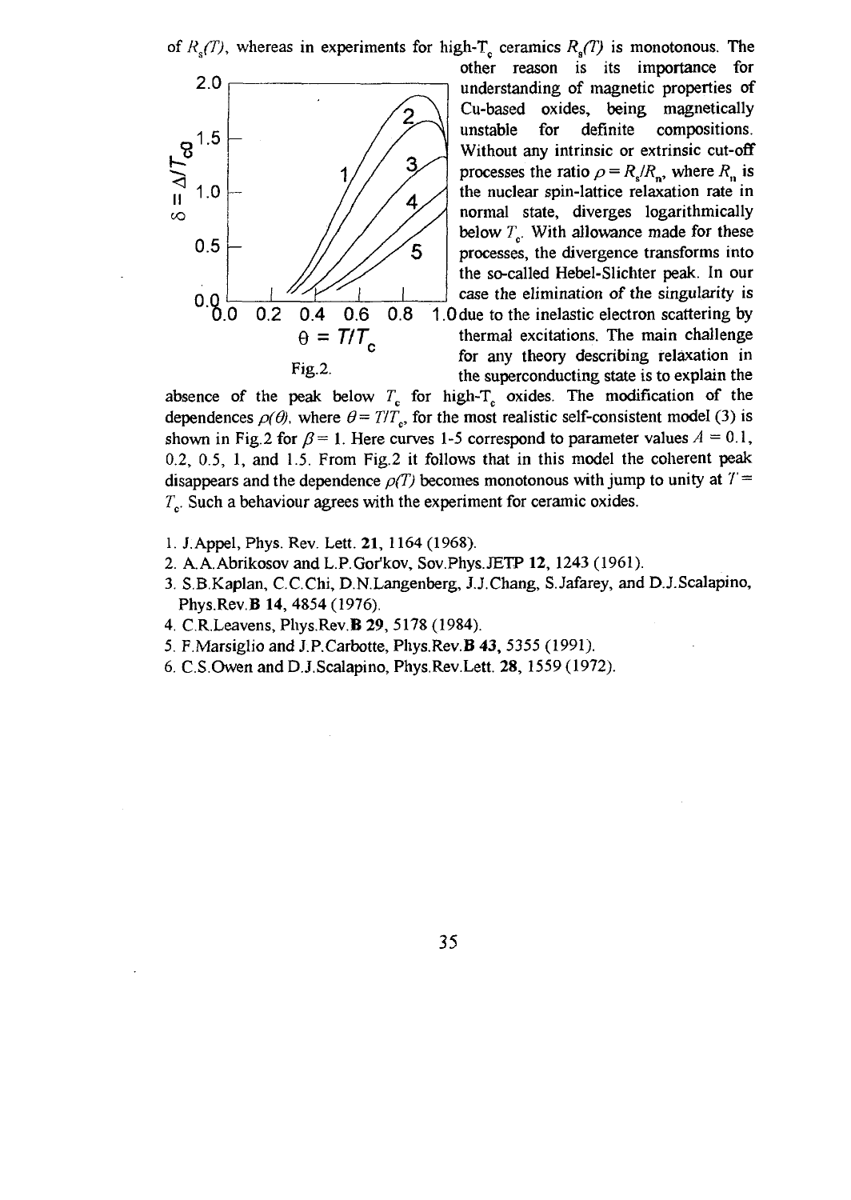of $R_s(T)$, whereas in experiments for high-$T_c$ ceramics $R_s(T)$ is monotonous. The other reason is its importance for understanding of magnetic properties of Cu-based oxides, being magnetically unstable for definite compositions. Without any intrinsic or extrinsic cut-off processes the ratio $\rho = R_s/R_n$, where $R_n$ is the nuclear spin-lattice relaxation rate in normal state, diverges logarithmically below $T_c$. With allowance made for these processes, the divergence transforms into the so-called Hebel-Slichter peak. In our case the elimination of the singularity is due to the inelastic electron scattering by thermal excitations. The main challenge for any theory describing relaxation in the superconducting state is to explain the absence of the peak below $T_c$ for high-$T_c$ oxides. The modification of the dependences $\rho(\theta)$, where $\theta = T/T_c$, for the most realistic self-consistent model (3) is shown in Fig.2 for $\beta = 1$. Here curves 1-5 correspond to parameter values $A = 0.1$, 0.2, 0.5, 1, and 1.5. From Fig.2 it follows that in this model the coherent peak disappears and the dependence $\rho(T)$ becomes monotonous with jump to unity at $T = T_c$. Such a behaviour agrees with the experiment for ceramic oxides.

$\delta = \Delta/T_{c0}$

2.0

1.5

1.0

0.5

0.0

0.0 0.2 0.4 0.6 0.8 1.0

$\theta = T/T_c$

1 2 3 4 5

Fig.2.

1. J.Appel, Phys. Rev. Lett. **21**, 1164 (1968).
2. A.A.Abrikosov and L.P.Gor'kov, Sov.Phys.JETP **12**, 1243 (1961).
3. S.B.Kaplan, C.C.Chi, D.N.Langenberg, J.J.Chang, S.Jafarey, and D.J.Scalapino, Phys.Rev.**B 14**, 4854 (1976).
4. C.R.Leavens, Phys.Rev.**B 29**, 5178 (1984).
5. F.Marsiglio and J.P.Carbotte, Phys.Rev.**B 43**, 5355 (1991).
6. C.S.Owen and D.J.Scalapino, Phys.Rev.Lett. **28**, 1559 (1972).